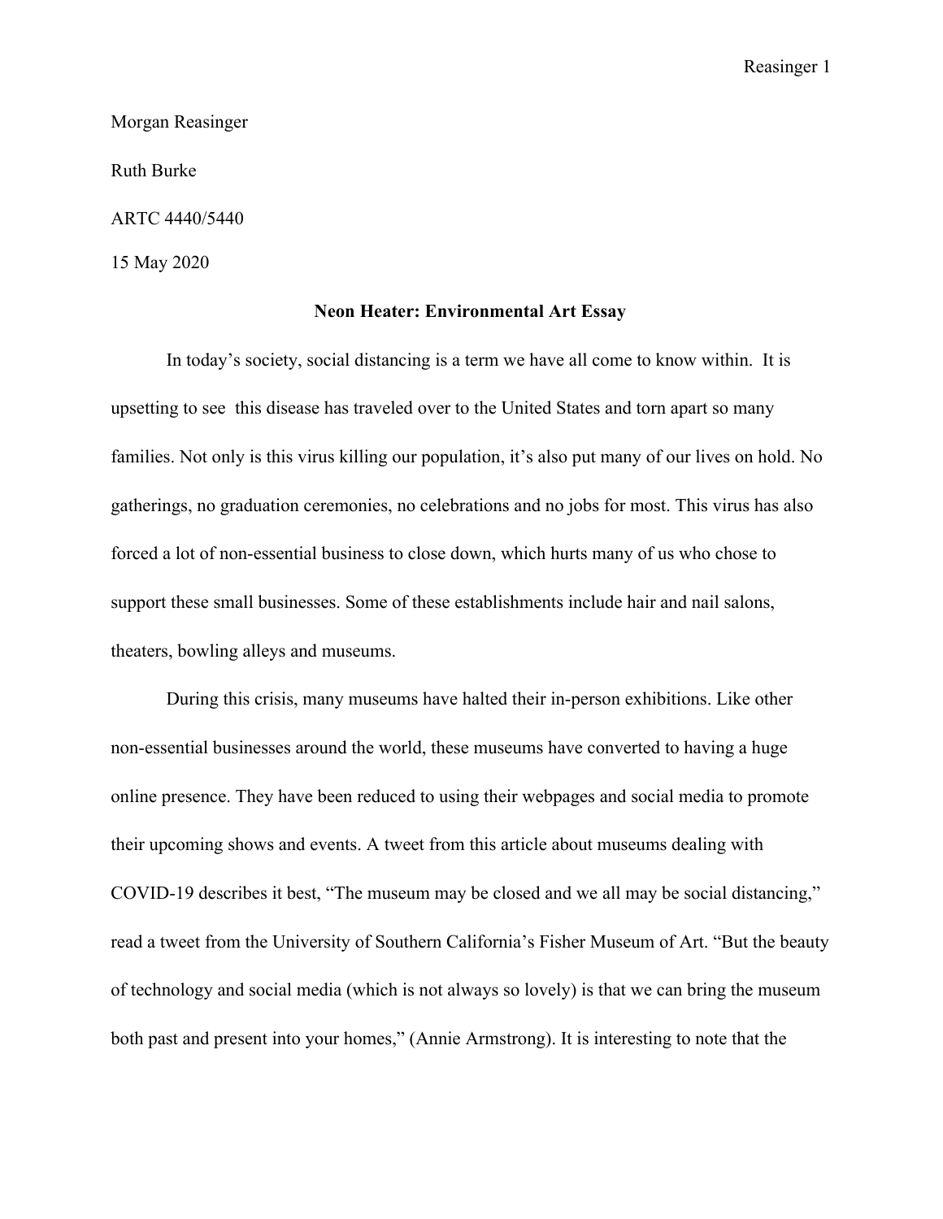Morgan Reasinger

Ruth Burke

ARTC 4440/5440

15 May 2020

**Neon Heater: Environmental Art Essay**

In today's society, social distancing is a term we have all come to know within. It is upsetting to see this disease has traveled over to the United States and torn apart so many families. Not only is this virus killing our population, it's also put many of our lives on hold. No gatherings, no graduation ceremonies, no celebrations and no jobs for most. This virus has also forced a lot of non-essential business to close down, which hurts many of us who chose to support these small businesses. Some of these establishments include hair and nail salons, theaters, bowling alleys and museums.

During this crisis, many museums have halted their in-person exhibitions. Like other non-essential businesses around the world, these museums have converted to having a huge online presence. They have been reduced to using their webpages and social media to promote their upcoming shows and events. A tweet from this article about museums dealing with COVID-19 describes it best, "The museum may be closed and we all may be social distancing," read a tweet from the University of Southern California's Fisher Museum of Art. "But the beauty of technology and social media (which is not always so lovely) is that we can bring the museum both past and present into your homes," (Annie Armstrong). It is interesting to note that the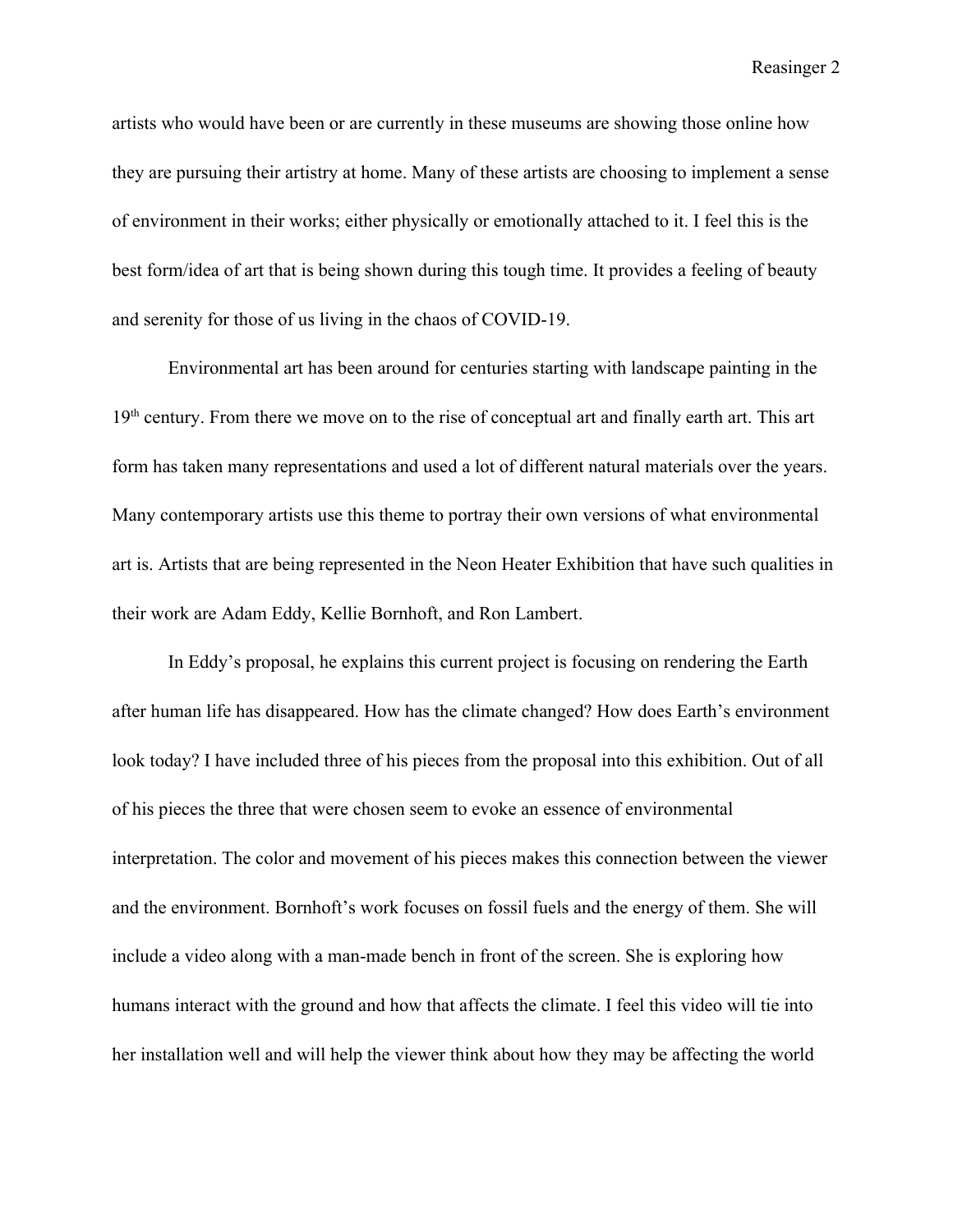artists who would have been or are currently in these museums are showing those online how they are pursuing their artistry at home. Many of these artists are choosing to implement a sense of environment in their works; either physically or emotionally attached to it. I feel this is the best form/idea of art that is being shown during this tough time. It provides a feeling of beauty and serenity for those of us living in the chaos of COVID-19.

Environmental art has been around for centuries starting with landscape painting in the 19th century. From there we move on to the rise of conceptual art and finally earth art. This art form has taken many representations and used a lot of different natural materials over the years. Many contemporary artists use this theme to portray their own versions of what environmental art is. Artists that are being represented in the Neon Heater Exhibition that have such qualities in their work are Adam Eddy, Kellie Bornhoft, and Ron Lambert.

In Eddy's proposal, he explains this current project is focusing on rendering the Earth after human life has disappeared. How has the climate changed? How does Earth's environment look today? I have included three of his pieces from the proposal into this exhibition. Out of all of his pieces the three that were chosen seem to evoke an essence of environmental interpretation. The color and movement of his pieces makes this connection between the viewer and the environment. Bornhoft's work focuses on fossil fuels and the energy of them. She will include a video along with a man-made bench in front of the screen. She is exploring how humans interact with the ground and how that affects the climate. I feel this video will tie into her installation well and will help the viewer think about how they may be affecting the world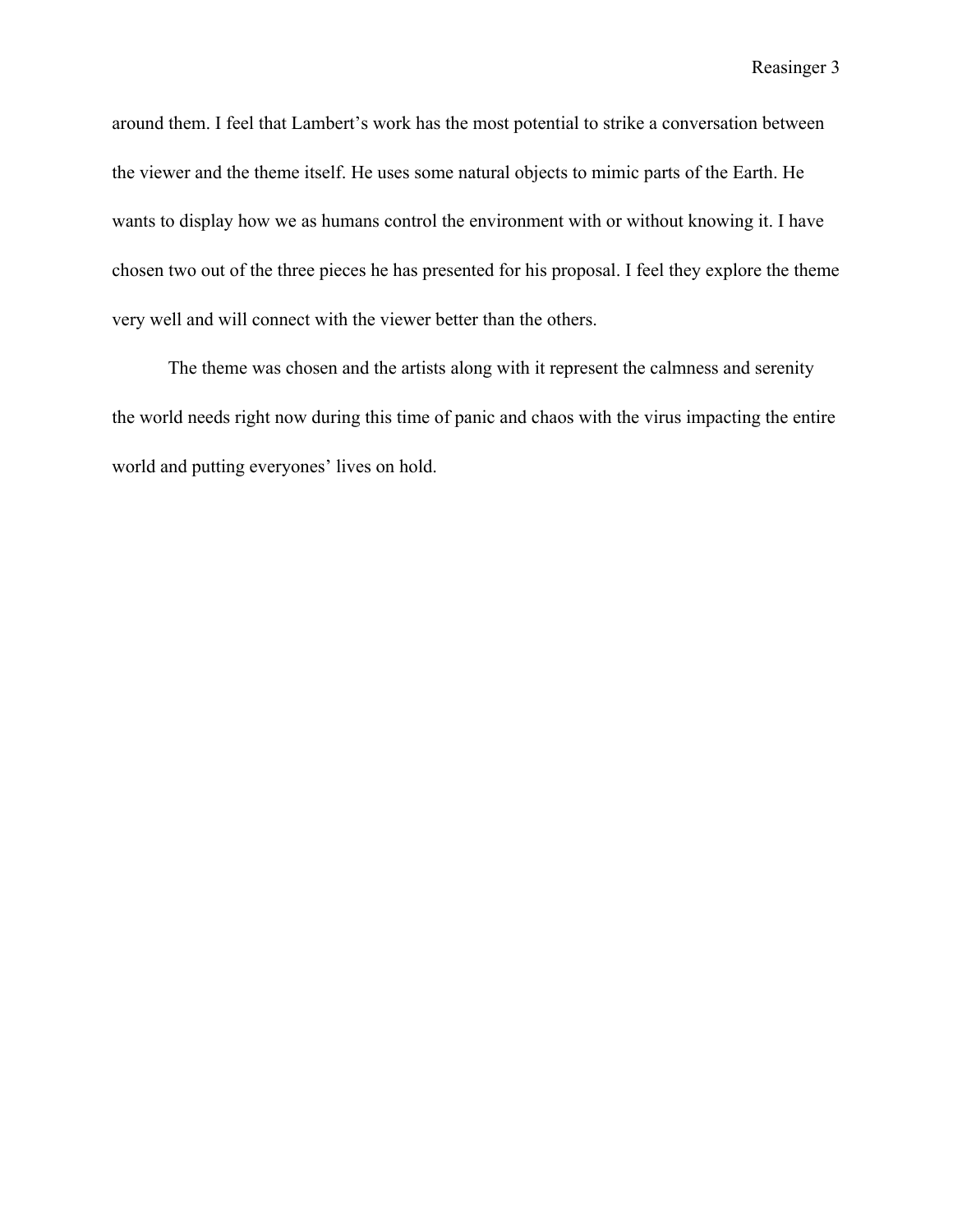around them. I feel that Lambert's work has the most potential to strike a conversation between the viewer and the theme itself. He uses some natural objects to mimic parts of the Earth. He wants to display how we as humans control the environment with or without knowing it. I have chosen two out of the three pieces he has presented for his proposal. I feel they explore the theme very well and will connect with the viewer better than the others.

The theme was chosen and the artists along with it represent the calmness and serenity the world needs right now during this time of panic and chaos with the virus impacting the entire world and putting everyones' lives on hold.